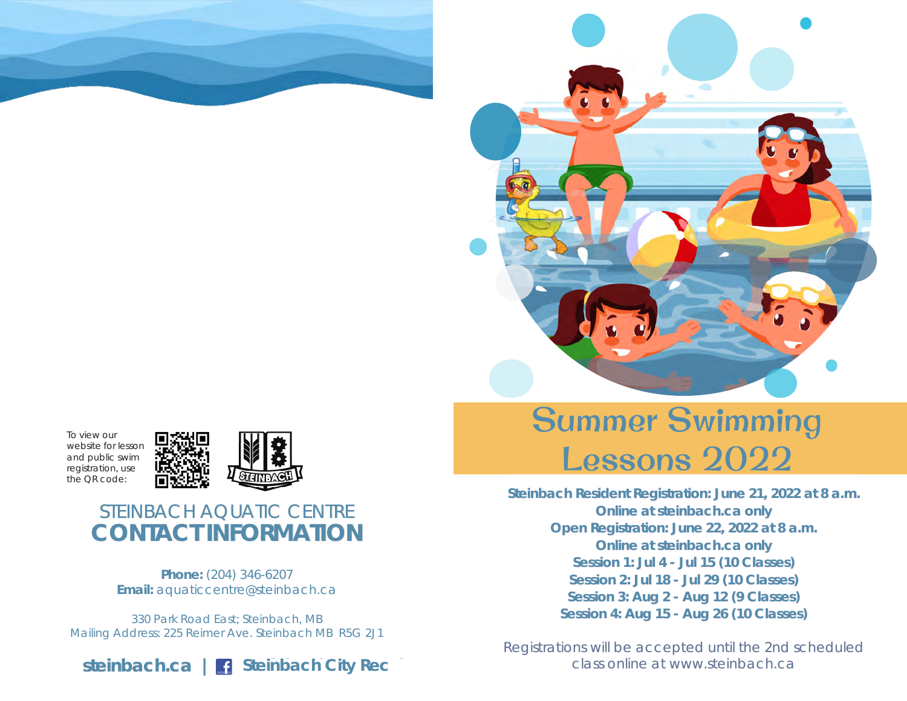To view our website for lesson and public swim registration, use the QR code:

## STEINBACH AQUATIC CENTRE
## CONTACT INFORMATION

**Phone:** (204) 346-6207
**Email:** aquaticcentre@steinbach.ca

330 Park Road East; Steinbach, MB
Mailing Address: 225 Reimer Ave. Steinbach MB R5G 2J1

**steinbach.ca | Steinbach City Rec**

# Summer Swimming Lessons 2022

**Steinbach Resident Registration: June 21, 2022 at 8 a.m.**
**Online at steinbach.ca only**
**Open Registration: June 22, 2022 at 8 a.m.**
**Online at steinbach.ca only**
**Session 1: Jul 4 - Jul 15 (10 Classes)**
**Session 2: Jul 18 - Jul 29 (10 Classes)**
**Session 3: Aug 2 - Aug 12 (9 Classes)**
**Session 4: Aug 15 - Aug 26 (10 Classes)**

Registrations will be accepted until the 2nd scheduled class online at www.steinbach.ca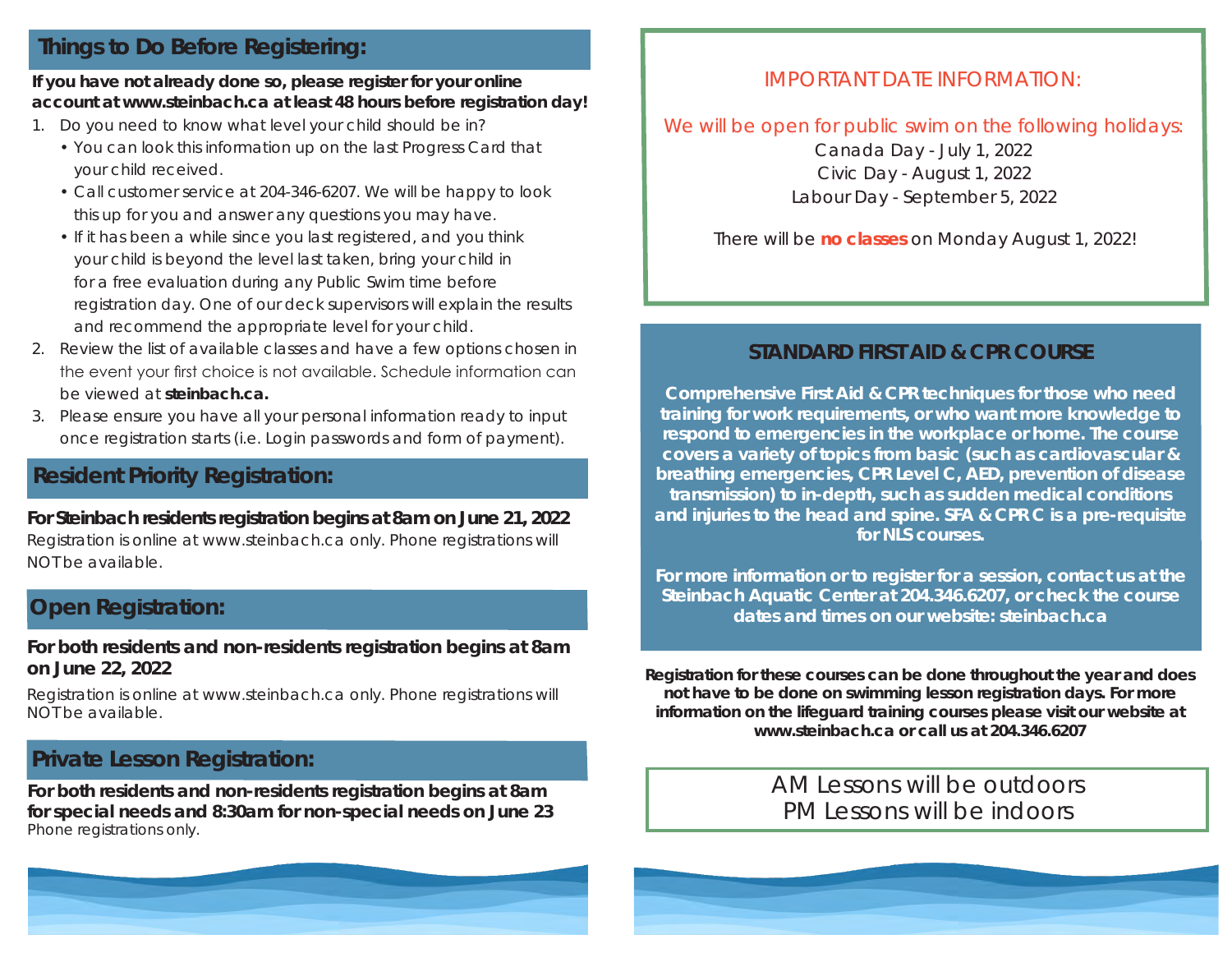## Things to Do Before Registering:

**If you have not already done so, please register for your online account at www.steinbach.ca at least 48 hours before registration day!**

1. Do you need to know what level your child should be in?
   - You can look this information up on the last Progress Card that your child received.
   - Call customer service at 204-346-6207. We will be happy to look this up for you and answer any questions you may have.
   - If it has been a while since you last registered, and you think your child is beyond the level last taken, bring your child in for a free evaluation during any Public Swim time before registration day. One of our deck supervisors will explain the results and recommend the appropriate level for your child.
2. Review the list of available classes and have a few options chosen in the event your first choice is not available. Schedule information can be viewed at **steinbach.ca.**
3. Please ensure you have all your personal information ready to input once registration starts (i.e. Login passwords and form of payment).

## Resident Priority Registration:

**For Steinbach residents registration begins at 8am on June 21, 2022**

Registration is online at www.steinbach.ca only. Phone registrations will NOT be available.

## Open Registration:

**For both residents and non-residents registration begins at 8am on June 22, 2022**

Registration is online at www.steinbach.ca only. Phone registrations will NOT be available.

## Private Lesson Registration:

**For both residents and non-residents registration begins at 8am for special needs and 8:30am for non-special needs on June 23**

Phone registrations only.

IMPORTANT DATE INFORMATION:

We will be open for public swim on the following holidays:

Canada Day - July 1, 2022
Civic Day - August 1, 2022
Labour Day - September 5, 2022

There will be **no classes** on Monday August 1, 2022!

## STANDARD FIRST AID & CPR COURSE

**Comprehensive First Aid & CPR techniques for those who need training for work requirements, or who want more knowledge to respond to emergencies in the workplace or home. The course covers a variety of topics from basic (such as cardiovascular & breathing emergencies, CPR Level C, AED, prevention of disease transmission) to in-depth, such as sudden medical conditions and injuries to the head and spine. SFA & CPR C is a pre-requisite for NLS courses.**

**For more information or to register for a session, contact us at the Steinbach Aquatic Center at 204.346.6207, or check the course dates and times on our website: steinbach.ca**

**Registration for these courses can be done throughout the year and does not have to be done on swimming lesson registration days. For more information on the lifeguard training courses please visit our website at www.steinbach.ca or call us at 204.346.6207**

AM Lessons will be outdoors
PM Lessons will be indoors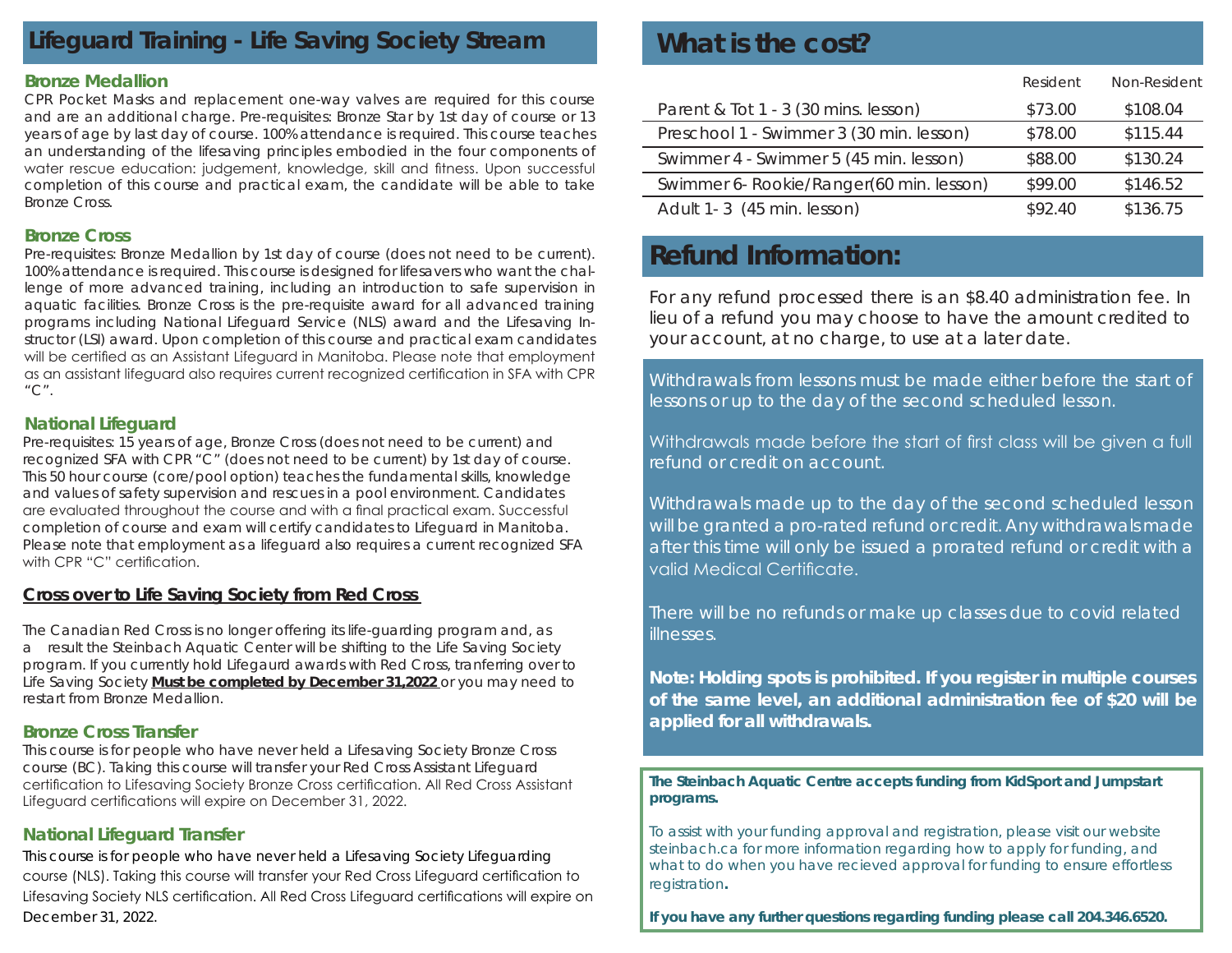## Lifeguard Training - Life Saving Society Stream

### Bronze Medallion

CPR Pocket Masks and replacement one-way valves are required for this course and are an additional charge. Pre-requisites: Bronze Star by 1st day of course or 13 years of age by last day of course. 100% attendance is required. This course teaches an understanding of the lifesaving principles embodied in the four components of water rescue education: judgement, knowledge, skill and fitness. Upon successful completion of this course and practical exam, the candidate will be able to take Bronze Cross.

### Bronze Cross

Pre-requisites: Bronze Medallion by 1st day of course (does not need to be current). 100% attendance is required. This course is designed for lifesavers who want the challenge of more advanced training, including an introduction to safe supervision in aquatic facilities. Bronze Cross is the pre-requisite award for all advanced training programs including National Lifeguard Service (NLS) award and the Lifesaving Instructor (LSI) award. Upon completion of this course and practical exam candidates will be certified as an Assistant Lifeguard in Manitoba. Please note that employment as an assistant lifeguard also requires current recognized certification in SFA with CPR "C".

### National Lifeguard

Pre-requisites: 15 years of age, Bronze Cross (does not need to be current) and recognized SFA with CPR "C" (does not need to be current) by 1st day of course. This 50 hour course (core/pool option) teaches the fundamental skills, knowledge and values of safety supervision and rescues in a pool environment. Candidates are evaluated throughout the course and with a final practical exam. Successful completion of course and exam will certify candidates to Lifeguard in Manitoba. Please note that employment as a lifeguard also requires a current recognized SFA with CPR "C" certification.

### Cross over to Life Saving Society from Red Cross

The Canadian Red Cross is no longer offering its life-guarding program and, as a result the Steinbach Aquatic Center will be shifting to the Life Saving Society program. If you currently hold Lifegaurd awards with Red Cross, tranferring over to Life Saving Society **Must be completed by December 31,2022** or you may need to restart from Bronze Medallion.

### Bronze Cross Transfer

This course is for people who have never held a Lifesaving Society Bronze Cross course (BC). Taking this course will transfer your Red Cross Assistant Lifeguard certification to Lifesaving Society Bronze Cross certification. All Red Cross Assistant Lifeguard certifications will expire on December 31, 2022.

### National Lifeguard Transfer

This course is for people who have never held a Lifesaving Society Lifeguarding course (NLS). Taking this course will transfer your Red Cross Lifeguard certification to Lifesaving Society NLS certification. All Red Cross Lifeguard certifications will expire on December 31, 2022.

## What is the cost?

| | Resident | Non-Resident |
|---|---|---|
| Parent & Tot 1 - 3 (30 mins. lesson) | $73.00 | $108.04 |
| Preschool 1 - Swimmer 3 (30 min. lesson) | $78.00 | $115.44 |
| Swimmer 4 - Swimmer 5 (45 min. lesson) | $88.00 | $130.24 |
| Swimmer 6- Rookie/Ranger(60 min. lesson) | $99.00 | $146.52 |
| Adult 1- 3 (45 min. lesson) | $92.40 | $136.75 |

## Refund Information:

For any refund processed there is an $8.40 administration fee. In lieu of a refund you may choose to have the amount credited to your account, at no charge, to use at a later date.

Withdrawals from lessons must be made either before the start of lessons or up to the day of the second scheduled lesson.

Withdrawals made before the start of first class will be given a full refund or credit on account.

Withdrawals made up to the day of the second scheduled lesson will be granted a pro-rated refund or credit. Any withdrawals made after this time will only be issued a prorated refund or credit with a valid Medical Certificate.

There will be no refunds or make up classes due to covid related illnesses.

**Note: Holding spots is prohibited. If you register in multiple courses of the same level, an additional administration fee of $20 will be applied for all withdrawals.**

**The Steinbach Aquatic Centre accepts funding from KidSport and Jumpstart programs.**

To assist with your funding approval and registration, please visit our website steinbach.ca for more information regarding how to apply for funding, and what to do when you have recieved approval for funding to ensure effortless registration**.**

**If you have any further questions regarding funding please call 204.346.6520.**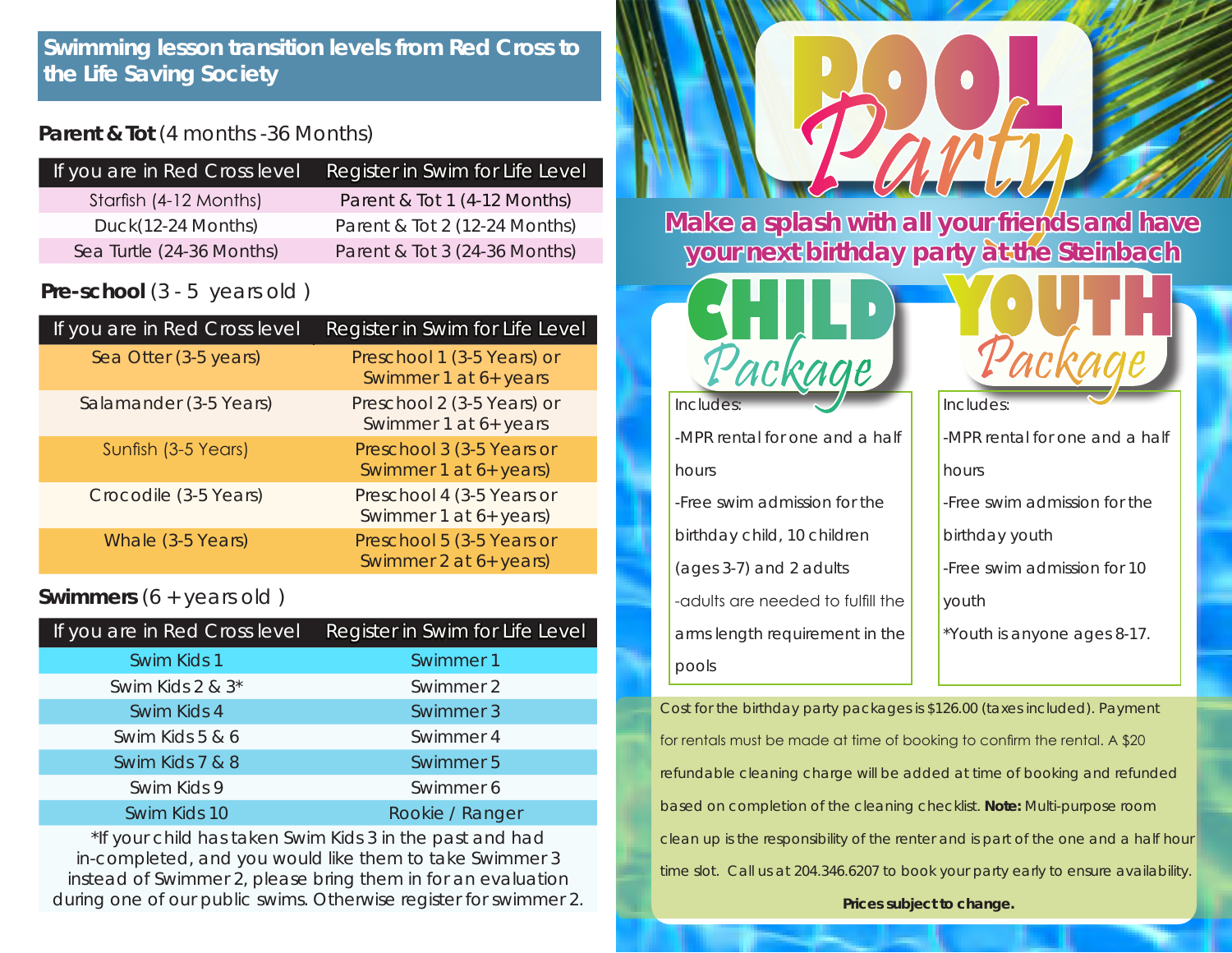## Swimming lesson transition levels from Red Cross to the Life Saving Society

**Parent & Tot** (4 months -36 Months)

| If you are in Red Cross level | Register in Swim for Life Level |
|---|---|
| Starfish (4-12 Months) | Parent & Tot 1 (4-12 Months) |
| Duck(12-24 Months) | Parent & Tot 2 (12-24 Months) |
| Sea Turtle (24-36 Months) | Parent & Tot 3 (24-36 Months) |

**Pre-school** (3 - 5 years old )

| If you are in Red Cross level | Register in Swim for Life Level |
|---|---|
| Sea Otter (3-5 years) | Preschool 1 (3-5 Years) or Swimmer 1 at 6+ years |
| Salamander (3-5 Years) | Preschool 2 (3-5 Years) or Swimmer 1 at 6+ years |
| Sunfish (3-5 Years) | Preschool 3 (3-5 Years or Swimmer 1 at 6+ years) |
| Crocodile (3-5 Years) | Preschool 4 (3-5 Years or Swimmer 1 at 6+ years) |
| Whale (3-5 Years) | Preschool 5 (3-5 Years or Swimmer 2 at 6+ years) |

**Swimmers** (6 + years old )

| If you are in Red Cross level | Register in Swim for Life Level |
|---|---|
| Swim Kids 1 | Swimmer 1 |
| Swim Kids 2 & 3* | Swimmer 2 |
| Swim Kids 4 | Swimmer 3 |
| Swim Kids 5 & 6 | Swimmer 4 |
| Swim Kids 7 & 8 | Swimmer 5 |
| Swim Kids 9 | Swimmer 6 |
| Swim Kids 10 | Rookie / Ranger |

*If your child has taken Swim Kids 3 in the past and had in-completed, and you would like them to take Swimmer 3 instead of Swimmer 2, please bring them in for an evaluation during one of our public swims. Otherwise register for swimmer 2.

# POOL Party

**Make a splash with all your friends and have your next birthday party at the Steinbach**

## CHILD Package

Includes:

- -MPR rental for one and a half hours
- -Free swim admission for the birthday child, 10 children (ages 3-7) and 2 adults
- -adults are needed to fulfill the arms length requirement in the pools

## YOUTH Package

Includes:

- -MPR rental for one and a half hours
- -Free swim admission for the birthday youth
- -Free swim admission for 10 youth

*Youth is anyone ages 8-17.

Cost for the birthday party packages is $126.00 (taxes included). Payment for rentals must be made at time of booking to confirm the rental. A $20 refundable cleaning charge will be added at time of booking and refunded based on completion of the cleaning checklist. **Note:** Multi-purpose room clean up is the responsibility of the renter and is part of the one and a half hour time slot. Call us at 204.346.6207 to book your party early to ensure availability.

**Prices subject to change.**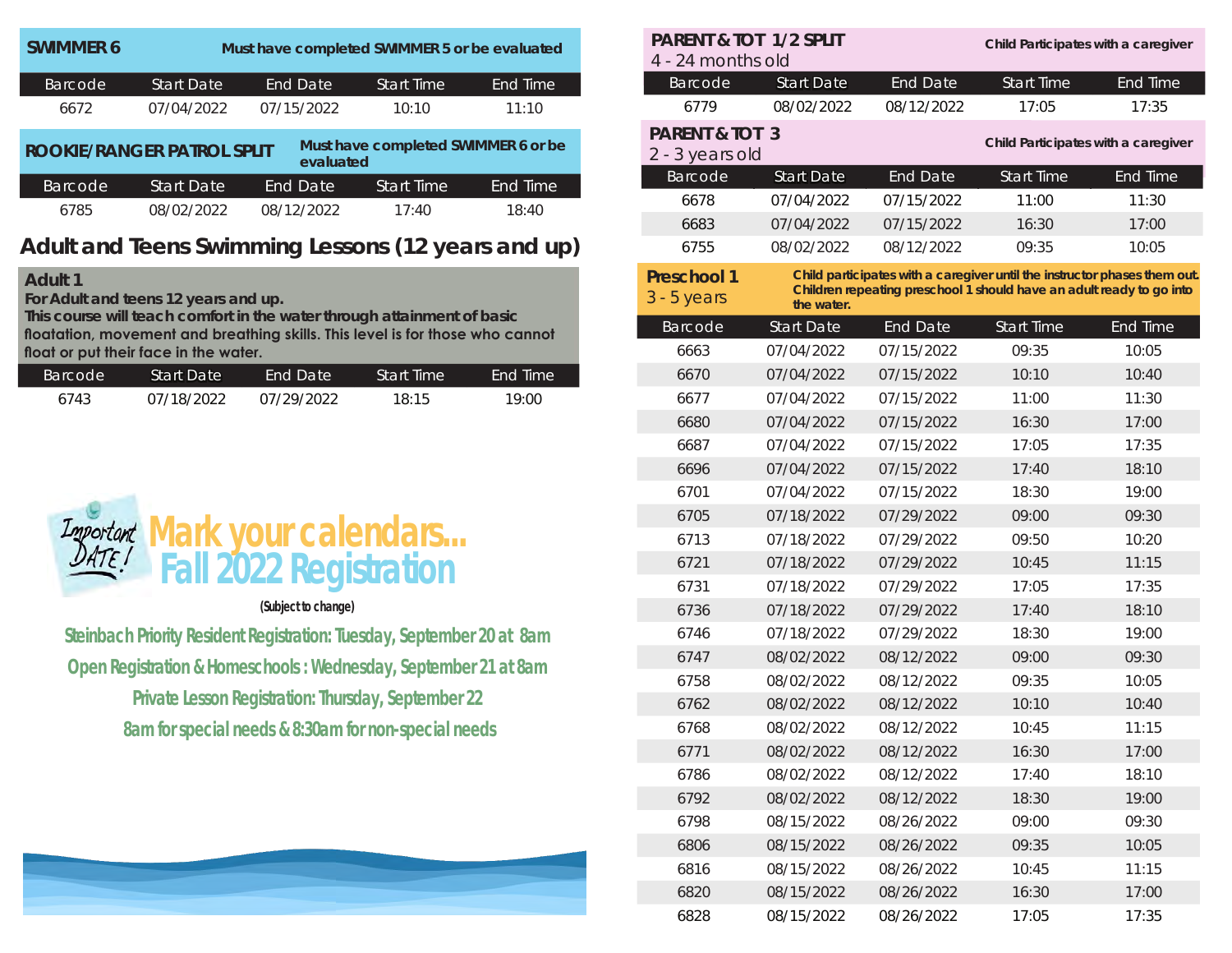## SWIMMER 6

**Must have completed SWIMMER 5 or be evaluated**

| Barcode | Start Date | End Date | Start Time | End Time |
|---|---|---|---|---|
| 6672 | 07/04/2022 | 07/15/2022 | 10:10 | 11:10 |

## ROOKIE/RANGER PATROL SPLIT

**Must have completed SWIMMER 6 or be evaluated**

| Barcode | Start Date | End Date | Start Time | End Time |
|---|---|---|---|---|
| 6785 | 08/02/2022 | 08/12/2022 | 17:40 | 18:40 |

# Adult and Teens Swimming Lessons (12 years and up)

## Adult 1

**For Adult and teens 12 years and up.**
**This course will teach comfort in the water through attainment of basic floatation, movement and breathing skills. This level is for those who cannot float or put their face in the water.**

| Barcode | Start Date | End Date | Start Time | End Time |
|---|---|---|---|---|
| 6743 | 07/18/2022 | 07/29/2022 | 18:15 | 19:00 |

Important DATE!

# Mark your calendars... Fall 2022 Registration

(Subject to change)

**Steinbach Priority Resident Registration: Tuesday, September 20 at 8am**

**Open Registration & Homeschools : Wednesday, September 21 at 8am**

**Private Lesson Registration: Thursday, September 22**

**8am for special needs & 8:30am for non-special needs**

## PARENT & TOT 1/2 SPLIT

4 - 24 months old

**Child Participates with a caregiver**

| Barcode | Start Date | End Date | Start Time | End Time |
|---|---|---|---|---|
| 6779 | 08/02/2022 | 08/12/2022 | 17:05 | 17:35 |

## PARENT & TOT 3

2 - 3 years old

**Child Participates with a caregiver**

| Barcode | Start Date | End Date | Start Time | End Time |
|---|---|---|---|---|
| 6678 | 07/04/2022 | 07/15/2022 | 11:00 | 11:30 |
| 6683 | 07/04/2022 | 07/15/2022 | 16:30 | 17:00 |
| 6755 | 08/02/2022 | 08/12/2022 | 09:35 | 10:05 |

## Preschool 1

3 - 5 years

**Child participates with a caregiver until the instructor phases them out. Children repeating preschool 1 should have an adult ready to go into the water.**

| Barcode | Start Date | End Date | Start Time | End Time |
|---|---|---|---|---|
| 6663 | 07/04/2022 | 07/15/2022 | 09:35 | 10:05 |
| 6670 | 07/04/2022 | 07/15/2022 | 10:10 | 10:40 |
| 6677 | 07/04/2022 | 07/15/2022 | 11:00 | 11:30 |
| 6680 | 07/04/2022 | 07/15/2022 | 16:30 | 17:00 |
| 6687 | 07/04/2022 | 07/15/2022 | 17:05 | 17:35 |
| 6696 | 07/04/2022 | 07/15/2022 | 17:40 | 18:10 |
| 6701 | 07/04/2022 | 07/15/2022 | 18:30 | 19:00 |
| 6705 | 07/18/2022 | 07/29/2022 | 09:00 | 09:30 |
| 6713 | 07/18/2022 | 07/29/2022 | 09:50 | 10:20 |
| 6721 | 07/18/2022 | 07/29/2022 | 10:45 | 11:15 |
| 6731 | 07/18/2022 | 07/29/2022 | 17:05 | 17:35 |
| 6736 | 07/18/2022 | 07/29/2022 | 17:40 | 18:10 |
| 6746 | 07/18/2022 | 07/29/2022 | 18:30 | 19:00 |
| 6747 | 08/02/2022 | 08/12/2022 | 09:00 | 09:30 |
| 6758 | 08/02/2022 | 08/12/2022 | 09:35 | 10:05 |
| 6762 | 08/02/2022 | 08/12/2022 | 10:10 | 10:40 |
| 6768 | 08/02/2022 | 08/12/2022 | 10:45 | 11:15 |
| 6771 | 08/02/2022 | 08/12/2022 | 16:30 | 17:00 |
| 6786 | 08/02/2022 | 08/12/2022 | 17:40 | 18:10 |
| 6792 | 08/02/2022 | 08/12/2022 | 18:30 | 19:00 |
| 6798 | 08/15/2022 | 08/26/2022 | 09:00 | 09:30 |
| 6806 | 08/15/2022 | 08/26/2022 | 09:35 | 10:05 |
| 6816 | 08/15/2022 | 08/26/2022 | 10:45 | 11:15 |
| 6820 | 08/15/2022 | 08/26/2022 | 16:30 | 17:00 |
| 6828 | 08/15/2022 | 08/26/2022 | 17:05 | 17:35 |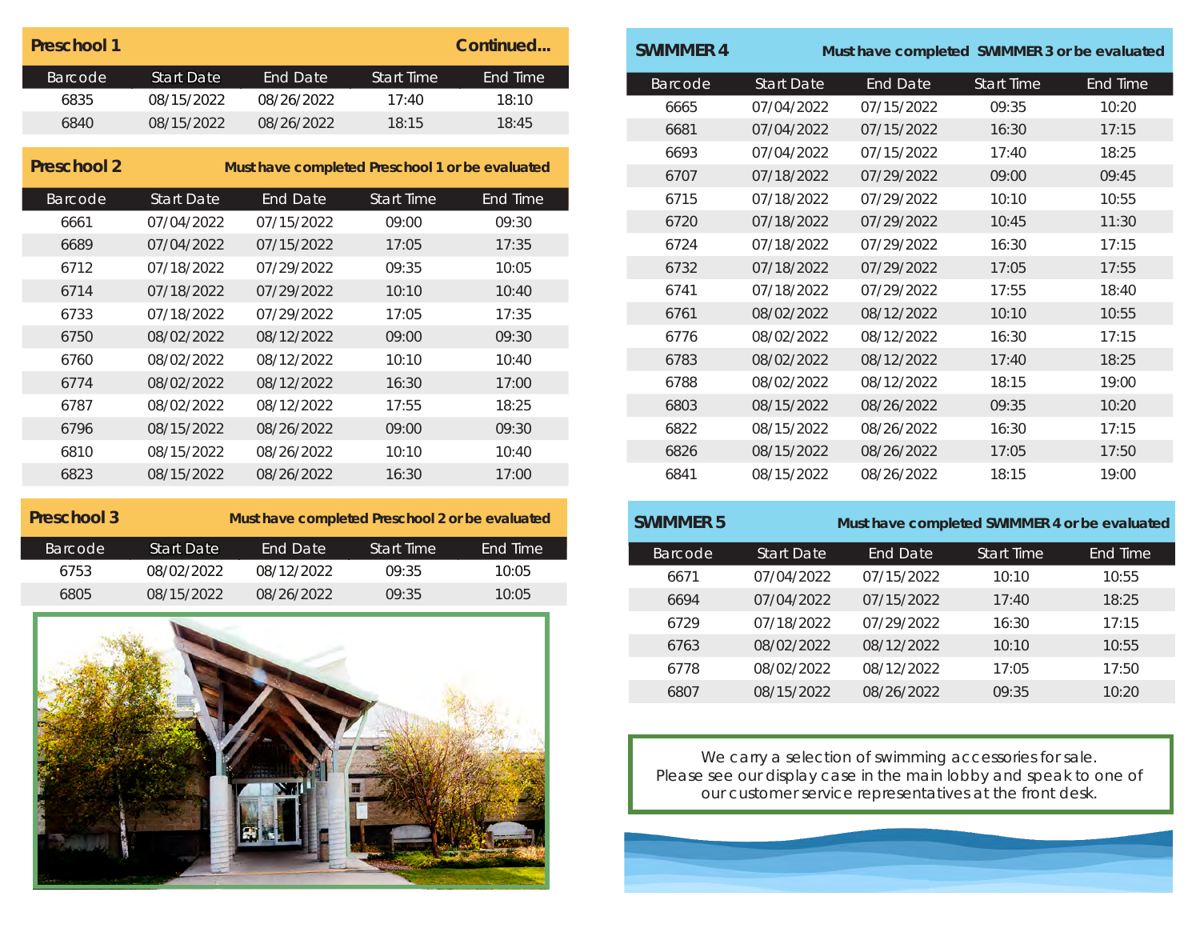## Preschool 1 Continued...

| Barcode | Start Date | End Date | Start Time | End Time |
| --- | --- | --- | --- | --- |
| 6835 | 08/15/2022 | 08/26/2022 | 17:40 | 18:10 |
| 6840 | 08/15/2022 | 08/26/2022 | 18:15 | 18:45 |

## Preschool 2

**Must have completed Preschool 1 or be evaluated**

| Barcode | Start Date | End Date | Start Time | End Time |
| --- | --- | --- | --- | --- |
| 6661 | 07/04/2022 | 07/15/2022 | 09:00 | 09:30 |
| 6689 | 07/04/2022 | 07/15/2022 | 17:05 | 17:35 |
| 6712 | 07/18/2022 | 07/29/2022 | 09:35 | 10:05 |
| 6714 | 07/18/2022 | 07/29/2022 | 10:10 | 10:40 |
| 6733 | 07/18/2022 | 07/29/2022 | 17:05 | 17:35 |
| 6750 | 08/02/2022 | 08/12/2022 | 09:00 | 09:30 |
| 6760 | 08/02/2022 | 08/12/2022 | 10:10 | 10:40 |
| 6774 | 08/02/2022 | 08/12/2022 | 16:30 | 17:00 |
| 6787 | 08/02/2022 | 08/12/2022 | 17:55 | 18:25 |
| 6796 | 08/15/2022 | 08/26/2022 | 09:00 | 09:30 |
| 6810 | 08/15/2022 | 08/26/2022 | 10:10 | 10:40 |
| 6823 | 08/15/2022 | 08/26/2022 | 16:30 | 17:00 |

## Preschool 3

**Must have completed Preschool 2 or be evaluated**

| Barcode | Start Date | End Date | Start Time | End Time |
| --- | --- | --- | --- | --- |
| 6753 | 08/02/2022 | 08/12/2022 | 09:35 | 10:05 |
| 6805 | 08/15/2022 | 08/26/2022 | 09:35 | 10:05 |

## SWIMMER 4

**Must have completed SWIMMER 3 or be evaluated**

| Barcode | Start Date | End Date | Start Time | End Time |
| --- | --- | --- | --- | --- |
| 6665 | 07/04/2022 | 07/15/2022 | 09:35 | 10:20 |
| 6681 | 07/04/2022 | 07/15/2022 | 16:30 | 17:15 |
| 6693 | 07/04/2022 | 07/15/2022 | 17:40 | 18:25 |
| 6707 | 07/18/2022 | 07/29/2022 | 09:00 | 09:45 |
| 6715 | 07/18/2022 | 07/29/2022 | 10:10 | 10:55 |
| 6720 | 07/18/2022 | 07/29/2022 | 10:45 | 11:30 |
| 6724 | 07/18/2022 | 07/29/2022 | 16:30 | 17:15 |
| 6732 | 07/18/2022 | 07/29/2022 | 17:05 | 17:55 |
| 6741 | 07/18/2022 | 07/29/2022 | 17:55 | 18:40 |
| 6761 | 08/02/2022 | 08/12/2022 | 10:10 | 10:55 |
| 6776 | 08/02/2022 | 08/12/2022 | 16:30 | 17:15 |
| 6783 | 08/02/2022 | 08/12/2022 | 17:40 | 18:25 |
| 6788 | 08/02/2022 | 08/12/2022 | 18:15 | 19:00 |
| 6803 | 08/15/2022 | 08/26/2022 | 09:35 | 10:20 |
| 6822 | 08/15/2022 | 08/26/2022 | 16:30 | 17:15 |
| 6826 | 08/15/2022 | 08/26/2022 | 17:05 | 17:50 |
| 6841 | 08/15/2022 | 08/26/2022 | 18:15 | 19:00 |

## SWIMMER 5

**Must have completed SWIMMER 4 or be evaluated**

| Barcode | Start Date | End Date | Start Time | End Time |
| --- | --- | --- | --- | --- |
| 6671 | 07/04/2022 | 07/15/2022 | 10:10 | 10:55 |
| 6694 | 07/04/2022 | 07/15/2022 | 17:40 | 18:25 |
| 6729 | 07/18/2022 | 07/29/2022 | 16:30 | 17:15 |
| 6763 | 08/02/2022 | 08/12/2022 | 10:10 | 10:55 |
| 6778 | 08/02/2022 | 08/12/2022 | 17:05 | 17:50 |
| 6807 | 08/15/2022 | 08/26/2022 | 09:35 | 10:20 |

We carry a selection of swimming accessories for sale. Please see our display case in the main lobby and speak to one of our customer service representatives at the front desk.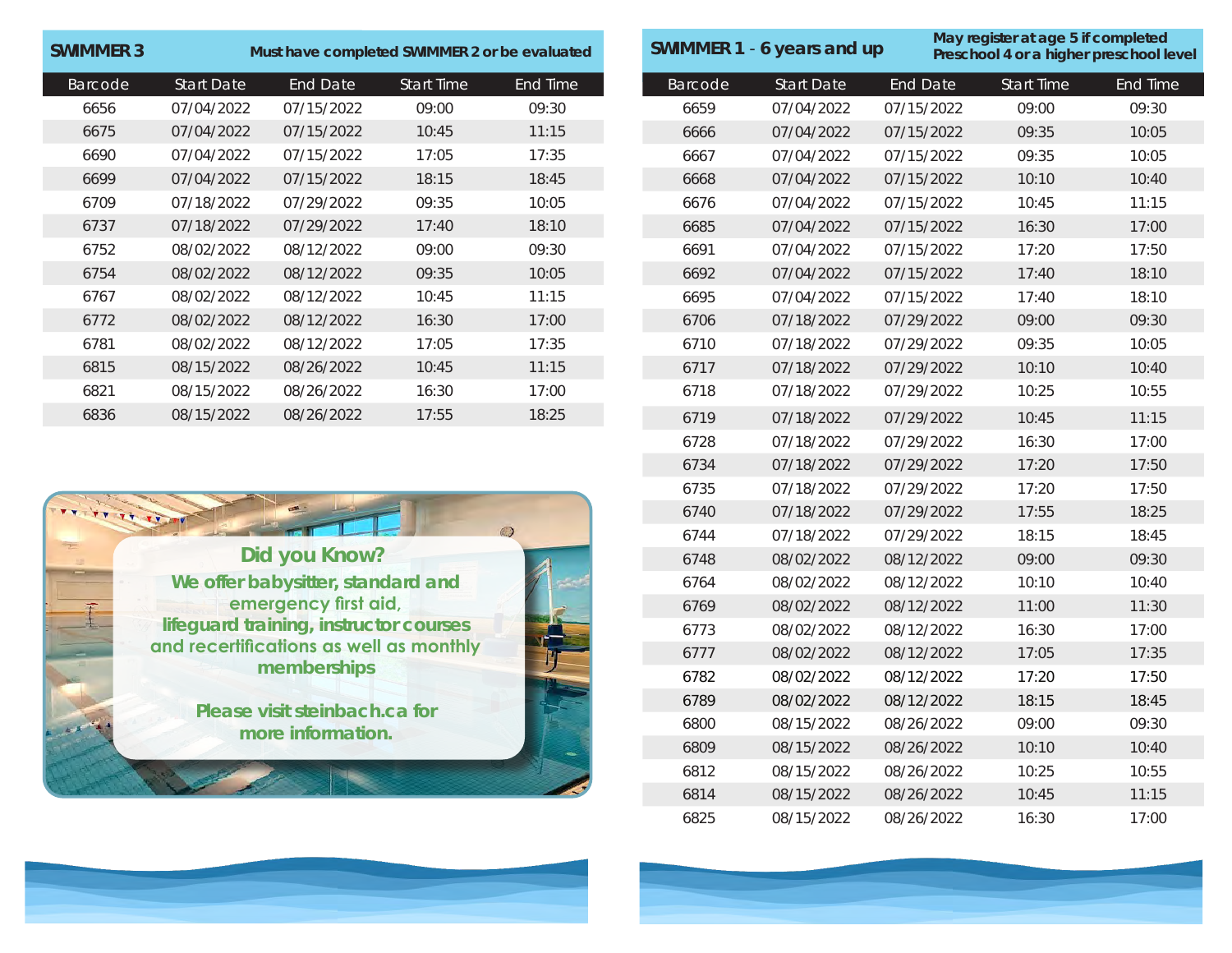## SWIMMER 3

**Must have completed SWIMMER 2 or be evaluated**

| Barcode | Start Date | End Date | Start Time | End Time |
|---|---|---|---|---|
| 6656 | 07/04/2022 | 07/15/2022 | 09:00 | 09:30 |
| 6675 | 07/04/2022 | 07/15/2022 | 10:45 | 11:15 |
| 6690 | 07/04/2022 | 07/15/2022 | 17:05 | 17:35 |
| 6699 | 07/04/2022 | 07/15/2022 | 18:15 | 18:45 |
| 6709 | 07/18/2022 | 07/29/2022 | 09:35 | 10:05 |
| 6737 | 07/18/2022 | 07/29/2022 | 17:40 | 18:10 |
| 6752 | 08/02/2022 | 08/12/2022 | 09:00 | 09:30 |
| 6754 | 08/02/2022 | 08/12/2022 | 09:35 | 10:05 |
| 6767 | 08/02/2022 | 08/12/2022 | 10:45 | 11:15 |
| 6772 | 08/02/2022 | 08/12/2022 | 16:30 | 17:00 |
| 6781 | 08/02/2022 | 08/12/2022 | 17:05 | 17:35 |
| 6815 | 08/15/2022 | 08/26/2022 | 10:45 | 11:15 |
| 6821 | 08/15/2022 | 08/26/2022 | 16:30 | 17:00 |
| 6836 | 08/15/2022 | 08/26/2022 | 17:55 | 18:25 |

**Did you Know?**

**We offer babysitter, standard and emergency first aid, lifeguard training, instructor courses and recertifications as well as monthly memberships**

**Please visit steinbach.ca for more information.**

## SWIMMER 1 - 6 years and up

**May register at age 5 if completed Preschool 4 or a higher preschool level**

| Barcode | Start Date | End Date | Start Time | End Time |
|---|---|---|---|---|
| 6659 | 07/04/2022 | 07/15/2022 | 09:00 | 09:30 |
| 6666 | 07/04/2022 | 07/15/2022 | 09:35 | 10:05 |
| 6667 | 07/04/2022 | 07/15/2022 | 09:35 | 10:05 |
| 6668 | 07/04/2022 | 07/15/2022 | 10:10 | 10:40 |
| 6676 | 07/04/2022 | 07/15/2022 | 10:45 | 11:15 |
| 6685 | 07/04/2022 | 07/15/2022 | 16:30 | 17:00 |
| 6691 | 07/04/2022 | 07/15/2022 | 17:20 | 17:50 |
| 6692 | 07/04/2022 | 07/15/2022 | 17:40 | 18:10 |
| 6695 | 07/04/2022 | 07/15/2022 | 17:40 | 18:10 |
| 6706 | 07/18/2022 | 07/29/2022 | 09:00 | 09:30 |
| 6710 | 07/18/2022 | 07/29/2022 | 09:35 | 10:05 |
| 6717 | 07/18/2022 | 07/29/2022 | 10:10 | 10:40 |
| 6718 | 07/18/2022 | 07/29/2022 | 10:25 | 10:55 |
| 6719 | 07/18/2022 | 07/29/2022 | 10:45 | 11:15 |
| 6728 | 07/18/2022 | 07/29/2022 | 16:30 | 17:00 |
| 6734 | 07/18/2022 | 07/29/2022 | 17:20 | 17:50 |
| 6735 | 07/18/2022 | 07/29/2022 | 17:20 | 17:50 |
| 6740 | 07/18/2022 | 07/29/2022 | 17:55 | 18:25 |
| 6744 | 07/18/2022 | 07/29/2022 | 18:15 | 18:45 |
| 6748 | 08/02/2022 | 08/12/2022 | 09:00 | 09:30 |
| 6764 | 08/02/2022 | 08/12/2022 | 10:10 | 10:40 |
| 6769 | 08/02/2022 | 08/12/2022 | 11:00 | 11:30 |
| 6773 | 08/02/2022 | 08/12/2022 | 16:30 | 17:00 |
| 6777 | 08/02/2022 | 08/12/2022 | 17:05 | 17:35 |
| 6782 | 08/02/2022 | 08/12/2022 | 17:20 | 17:50 |
| 6789 | 08/02/2022 | 08/12/2022 | 18:15 | 18:45 |
| 6800 | 08/15/2022 | 08/26/2022 | 09:00 | 09:30 |
| 6809 | 08/15/2022 | 08/26/2022 | 10:10 | 10:40 |
| 6812 | 08/15/2022 | 08/26/2022 | 10:25 | 10:55 |
| 6814 | 08/15/2022 | 08/26/2022 | 10:45 | 11:15 |
| 6825 | 08/15/2022 | 08/26/2022 | 16:30 | 17:00 |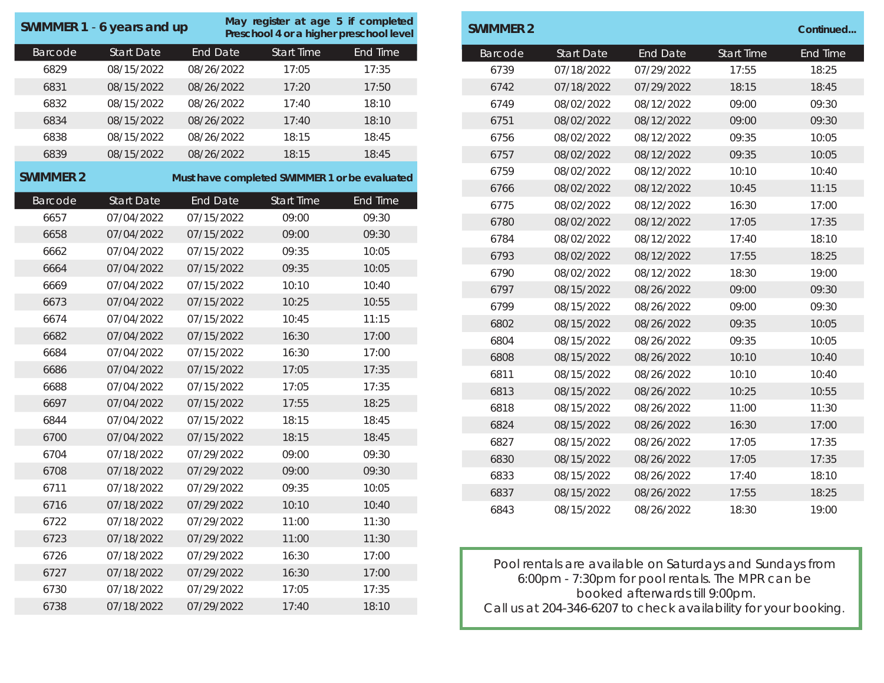## SWIMMER 1 - 6 years and up

**May register at age 5 if completed Preschool 4 or a higher preschool level**

| Barcode | Start Date | End Date | Start Time | End Time |
|---|---|---|---|---|
| 6829 | 08/15/2022 | 08/26/2022 | 17:05 | 17:35 |
| 6831 | 08/15/2022 | 08/26/2022 | 17:20 | 17:50 |
| 6832 | 08/15/2022 | 08/26/2022 | 17:40 | 18:10 |
| 6834 | 08/15/2022 | 08/26/2022 | 17:40 | 18:10 |
| 6838 | 08/15/2022 | 08/26/2022 | 18:15 | 18:45 |
| 6839 | 08/15/2022 | 08/26/2022 | 18:15 | 18:45 |

## SWIMMER 2

**Must have completed SWIMMER 1 or be evaluated**

| Barcode | Start Date | End Date | Start Time | End Time |
|---|---|---|---|---|
| 6657 | 07/04/2022 | 07/15/2022 | 09:00 | 09:30 |
| 6658 | 07/04/2022 | 07/15/2022 | 09:00 | 09:30 |
| 6662 | 07/04/2022 | 07/15/2022 | 09:35 | 10:05 |
| 6664 | 07/04/2022 | 07/15/2022 | 09:35 | 10:05 |
| 6669 | 07/04/2022 | 07/15/2022 | 10:10 | 10:40 |
| 6673 | 07/04/2022 | 07/15/2022 | 10:25 | 10:55 |
| 6674 | 07/04/2022 | 07/15/2022 | 10:45 | 11:15 |
| 6682 | 07/04/2022 | 07/15/2022 | 16:30 | 17:00 |
| 6684 | 07/04/2022 | 07/15/2022 | 16:30 | 17:00 |
| 6686 | 07/04/2022 | 07/15/2022 | 17:05 | 17:35 |
| 6688 | 07/04/2022 | 07/15/2022 | 17:05 | 17:35 |
| 6697 | 07/04/2022 | 07/15/2022 | 17:55 | 18:25 |
| 6844 | 07/04/2022 | 07/15/2022 | 18:15 | 18:45 |
| 6700 | 07/04/2022 | 07/15/2022 | 18:15 | 18:45 |
| 6704 | 07/18/2022 | 07/29/2022 | 09:00 | 09:30 |
| 6708 | 07/18/2022 | 07/29/2022 | 09:00 | 09:30 |
| 6711 | 07/18/2022 | 07/29/2022 | 09:35 | 10:05 |
| 6716 | 07/18/2022 | 07/29/2022 | 10:10 | 10:40 |
| 6722 | 07/18/2022 | 07/29/2022 | 11:00 | 11:30 |
| 6723 | 07/18/2022 | 07/29/2022 | 11:00 | 11:30 |
| 6726 | 07/18/2022 | 07/29/2022 | 16:30 | 17:00 |
| 6727 | 07/18/2022 | 07/29/2022 | 16:30 | 17:00 |
| 6730 | 07/18/2022 | 07/29/2022 | 17:05 | 17:35 |
| 6738 | 07/18/2022 | 07/29/2022 | 17:40 | 18:10 |

## SWIMMER 2

**Continued...**

| Barcode | Start Date | End Date | Start Time | End Time |
|---|---|---|---|---|
| 6739 | 07/18/2022 | 07/29/2022 | 17:55 | 18:25 |
| 6742 | 07/18/2022 | 07/29/2022 | 18:15 | 18:45 |
| 6749 | 08/02/2022 | 08/12/2022 | 09:00 | 09:30 |
| 6751 | 08/02/2022 | 08/12/2022 | 09:00 | 09:30 |
| 6756 | 08/02/2022 | 08/12/2022 | 09:35 | 10:05 |
| 6757 | 08/02/2022 | 08/12/2022 | 09:35 | 10:05 |
| 6759 | 08/02/2022 | 08/12/2022 | 10:10 | 10:40 |
| 6766 | 08/02/2022 | 08/12/2022 | 10:45 | 11:15 |
| 6775 | 08/02/2022 | 08/12/2022 | 16:30 | 17:00 |
| 6780 | 08/02/2022 | 08/12/2022 | 17:05 | 17:35 |
| 6784 | 08/02/2022 | 08/12/2022 | 17:40 | 18:10 |
| 6793 | 08/02/2022 | 08/12/2022 | 17:55 | 18:25 |
| 6790 | 08/02/2022 | 08/12/2022 | 18:30 | 19:00 |
| 6797 | 08/15/2022 | 08/26/2022 | 09:00 | 09:30 |
| 6799 | 08/15/2022 | 08/26/2022 | 09:00 | 09:30 |
| 6802 | 08/15/2022 | 08/26/2022 | 09:35 | 10:05 |
| 6804 | 08/15/2022 | 08/26/2022 | 09:35 | 10:05 |
| 6808 | 08/15/2022 | 08/26/2022 | 10:10 | 10:40 |
| 6811 | 08/15/2022 | 08/26/2022 | 10:10 | 10:40 |
| 6813 | 08/15/2022 | 08/26/2022 | 10:25 | 10:55 |
| 6818 | 08/15/2022 | 08/26/2022 | 11:00 | 11:30 |
| 6824 | 08/15/2022 | 08/26/2022 | 16:30 | 17:00 |
| 6827 | 08/15/2022 | 08/26/2022 | 17:05 | 17:35 |
| 6830 | 08/15/2022 | 08/26/2022 | 17:05 | 17:35 |
| 6833 | 08/15/2022 | 08/26/2022 | 17:40 | 18:10 |
| 6837 | 08/15/2022 | 08/26/2022 | 17:55 | 18:25 |
| 6843 | 08/15/2022 | 08/26/2022 | 18:30 | 19:00 |

Pool rentals are available on Saturdays and Sundays from 6:00pm - 7:30pm for pool rentals. The MPR can be booked afterwards till 9:00pm.
Call us at 204-346-6207 to check availability for your booking.